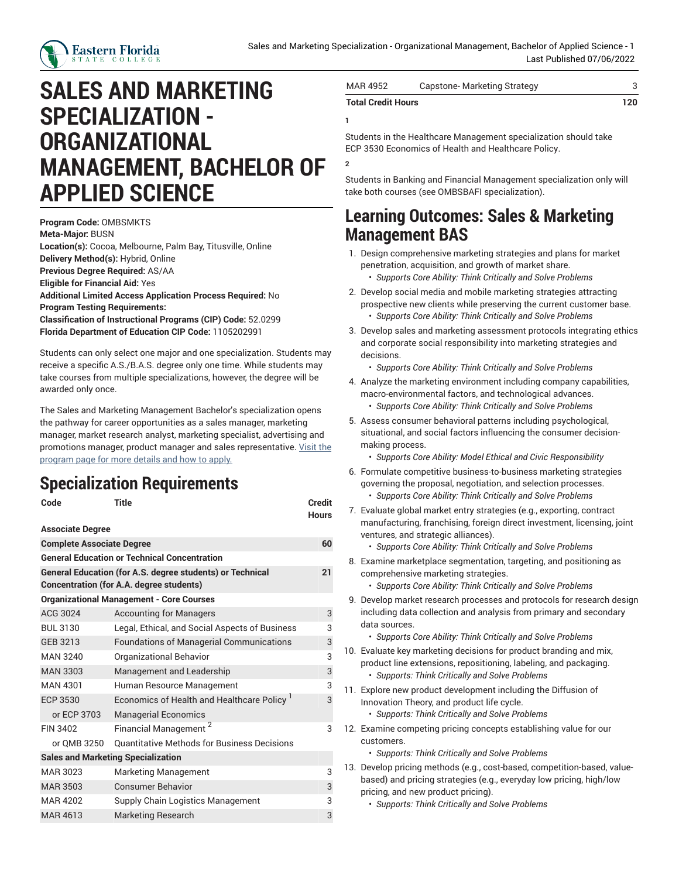# SALES AND MARKETING SPECIALIZATION - ORGANIZATIONAL MANAGEMENT, BACHELOR OF APPLIED SCIENCE

**Program Code:** OMBSMKTS
**Meta-Major:** BUSN
**Location(s):** Cocoa, Melbourne, Palm Bay, Titusville, Online
**Delivery Method(s):** Hybrid, Online
**Previous Degree Required:** AS/AA
**Eligible for Financial Aid:** Yes
**Additional Limited Access Application Process Required:** No
**Program Testing Requirements:**
**Classification of Instructional Programs (CIP) Code:** 52.0299
**Florida Department of Education CIP Code:** 1105202991

Students can only select one major and one specialization. Students may receive a specific A.S./B.A.S. degree only one time. While students may take courses from multiple specializations, however, the degree will be awarded only once.

The Sales and Marketing Management Bachelor's specialization opens the pathway for career opportunities as a sales manager, marketing manager, market research analyst, marketing specialist, advertising and promotions manager, product manager and sales representative. Visit the program page for more details and how to apply.

## Specialization Requirements

| Code | Title | Credit Hours |
|---|---|---|
| **Associate Degree** | | |
| **Complete Associate Degree** | | **60** |
| **General Education or Technical Concentration** | | |
| **General Education (for A.S. degree students) or Technical Concentration (for A.A. degree students)** | | **21** |
| **Organizational Management - Core Courses** | | |
| ACG 3024 | Accounting for Managers | 3 |
| BUL 3130 | Legal, Ethical, and Social Aspects of Business | 3 |
| GEB 3213 | Foundations of Managerial Communications | 3 |
| MAN 3240 | Organizational Behavior | 3 |
| MAN 3303 | Management and Leadership | 3 |
| MAN 4301 | Human Resource Management | 3 |
| ECP 3530 | Economics of Health and Healthcare Policy [1] | 3 |
| or ECP 3703 | Managerial Economics | |
| FIN 3402 | Financial Management [2] | 3 |
| or QMB 3250 | Quantitative Methods for Business Decisions | |
| **Sales and Marketing Specialization** | | |
| MAR 3023 | Marketing Management | 3 |
| MAR 3503 | Consumer Behavior | 3 |
| MAR 4202 | Supply Chain Logistics Management | 3 |
| MAR 4613 | Marketing Research | 3 |
| MAR 4952 | Capstone- Marketing Strategy | 3 |
| **Total Credit Hours** | | **120** |

1

Students in the Healthcare Management specialization should take ECP 3530 Economics of Health and Healthcare Policy.

2

Students in Banking and Financial Management specialization only will take both courses (see OMBSBAFI specialization).

## Learning Outcomes: Sales & Marketing Management BAS

1. Design comprehensive marketing strategies and plans for market penetration, acquisition, and growth of market share.
   - *Supports Core Ability: Think Critically and Solve Problems*
2. Develop social media and mobile marketing strategies attracting prospective new clients while preserving the current customer base.
   - *Supports Core Ability: Think Critically and Solve Problems*
3. Develop sales and marketing assessment protocols integrating ethics and corporate social responsibility into marketing strategies and decisions.
   - *Supports Core Ability: Think Critically and Solve Problems*
4. Analyze the marketing environment including company capabilities, macro-environmental factors, and technological advances.
   - *Supports Core Ability: Think Critically and Solve Problems*
5. Assess consumer behavioral patterns including psychological, situational, and social factors influencing the consumer decision-making process.
   - *Supports Core Ability: Model Ethical and Civic Responsibility*
6. Formulate competitive business-to-business marketing strategies governing the proposal, negotiation, and selection processes.
   - *Supports Core Ability: Think Critically and Solve Problems*
7. Evaluate global market entry strategies (e.g., exporting, contract manufacturing, franchising, foreign direct investment, licensing, joint ventures, and strategic alliances).
   - *Supports Core Ability: Think Critically and Solve Problems*
8. Examine marketplace segmentation, targeting, and positioning as comprehensive marketing strategies.
   - *Supports Core Ability: Think Critically and Solve Problems*
9. Develop market research processes and protocols for research design including data collection and analysis from primary and secondary data sources.
   - *Supports Core Ability: Think Critically and Solve Problems*
10. Evaluate key marketing decisions for product branding and mix, product line extensions, repositioning, labeling, and packaging.
    - *Supports: Think Critically and Solve Problems*
11. Explore new product development including the Diffusion of Innovation Theory, and product life cycle.
    - *Supports: Think Critically and Solve Problems*
12. Examine competing pricing concepts establishing value for our customers.
    - *Supports: Think Critically and Solve Problems*
13. Develop pricing methods (e.g., cost-based, competition-based, value-based) and pricing strategies (e.g., everyday low pricing, high/low pricing, and new product pricing).
    - *Supports: Think Critically and Solve Problems*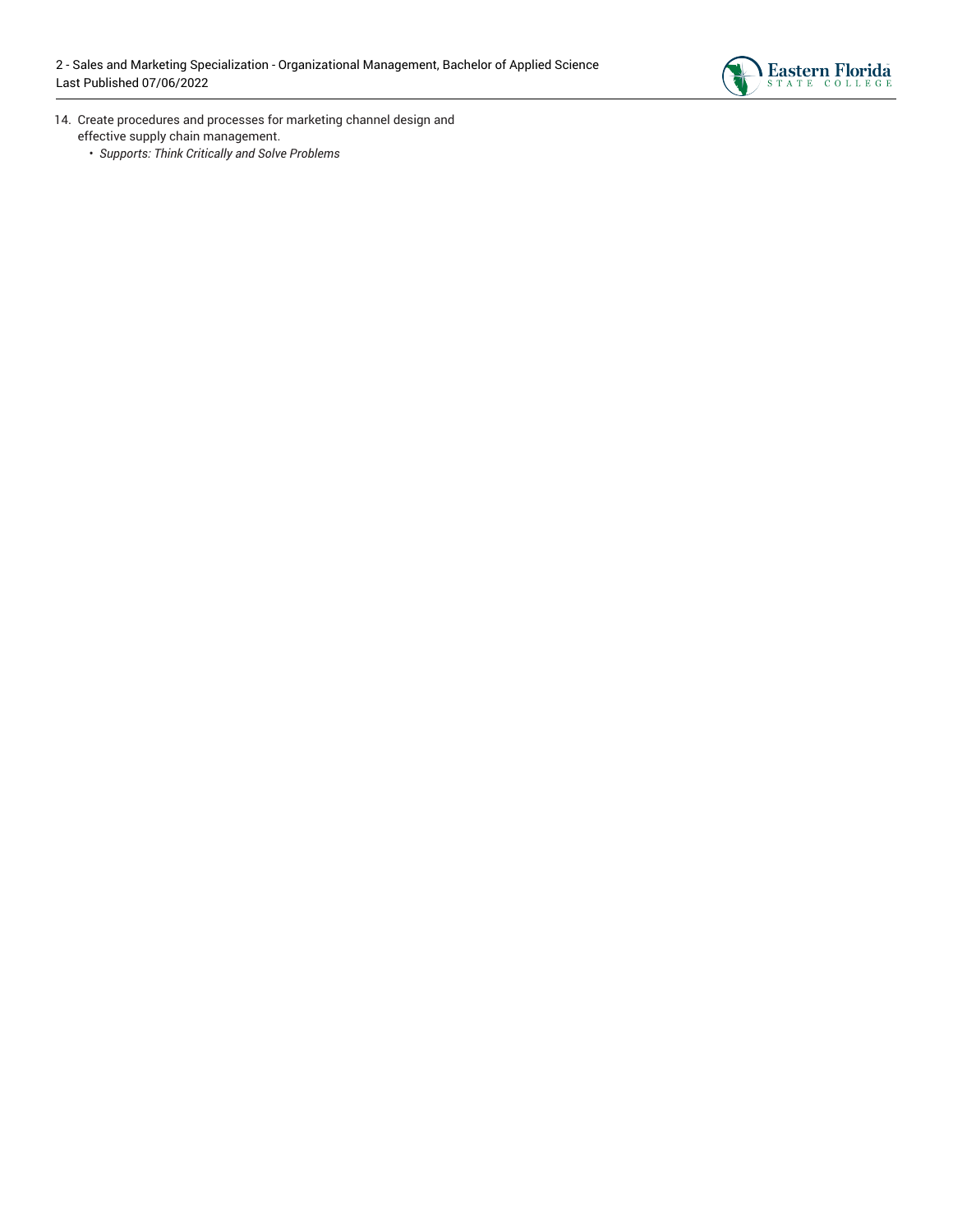14. Create procedures and processes for marketing channel design and effective supply chain management.
    - *Supports: Think Critically and Solve Problems*